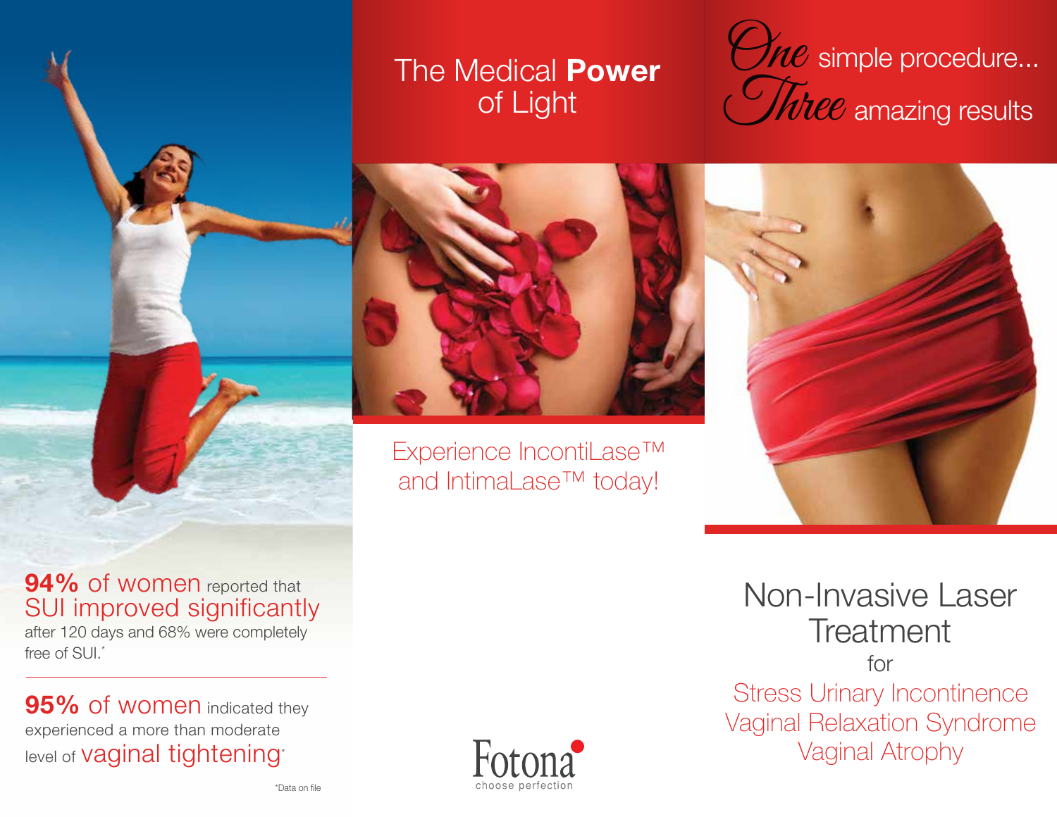# The Medical **Power** of Light

*One* simple procedure...
*Three* amazing results

Experience IncontiLase™ and IntimaLase™ today!

**94%** of women reported that SUI improved significantly after 120 days and 68% were completely free of SUI.*

**95%** of women indicated they experienced a more than moderate level of vaginal tightening*

*Data on file

Fotona
choose perfection

## Non-Invasive Laser Treatment

for

Stress Urinary Incontinence
Vaginal Relaxation Syndrome
Vaginal Atrophy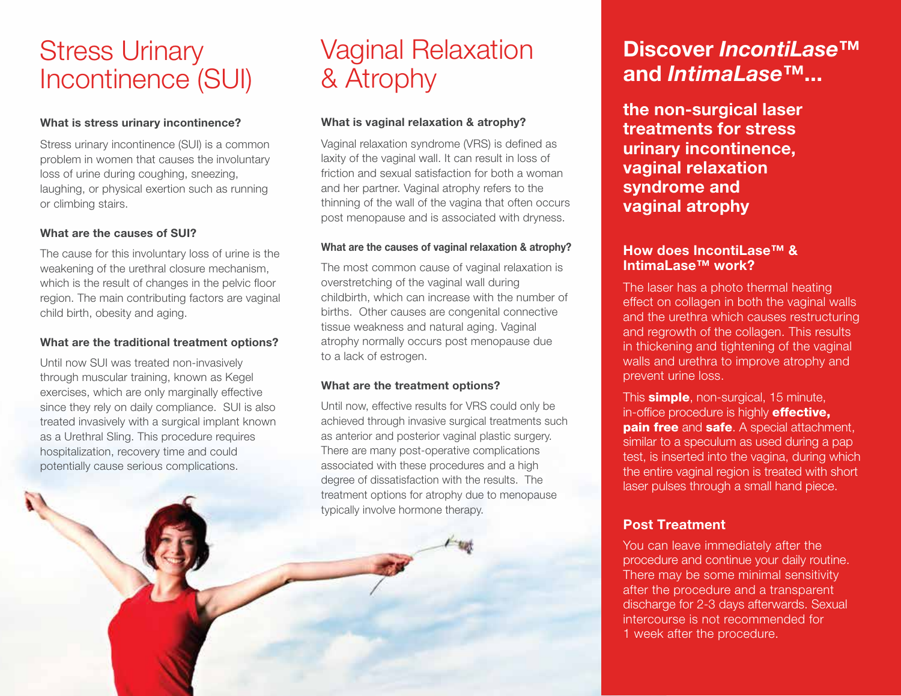# Stress Urinary Incontinence (SUI)

### What is stress urinary incontinence?

Stress urinary incontinence (SUI) is a common problem in women that causes the involuntary loss of urine during coughing, sneezing, laughing, or physical exertion such as running or climbing stairs.

### What are the causes of SUI?

The cause for this involuntary loss of urine is the weakening of the urethral closure mechanism, which is the result of changes in the pelvic floor region. The main contributing factors are vaginal child birth, obesity and aging.

### What are the traditional treatment options?

Until now SUI was treated non-invasively through muscular training, known as Kegel exercises, which are only marginally effective since they rely on daily compliance. SUI is also treated invasively with a surgical implant known as a Urethral Sling. This procedure requires hospitalization, recovery time and could potentially cause serious complications.

# Vaginal Relaxation & Atrophy

### What is vaginal relaxation & atrophy?

Vaginal relaxation syndrome (VRS) is defined as laxity of the vaginal wall. It can result in loss of friction and sexual satisfaction for both a woman and her partner. Vaginal atrophy refers to the thinning of the wall of the vagina that often occurs post menopause and is associated with dryness.

### What are the causes of vaginal relaxation & atrophy?

The most common cause of vaginal relaxation is overstretching of the vaginal wall during childbirth, which can increase with the number of births. Other causes are congenital connective tissue weakness and natural aging. Vaginal atrophy normally occurs post menopause due to a lack of estrogen.

### What are the treatment options?

Until now, effective results for VRS could only be achieved through invasive surgical treatments such as anterior and posterior vaginal plastic surgery. There are many post-operative complications associated with these procedures and a high degree of dissatisfaction with the results. The treatment options for atrophy due to menopause typically involve hormone therapy.

# Discover *IncontiLase™* and *IntimaLase™*...

## the non-surgical laser treatments for stress urinary incontinence, vaginal relaxation syndrome and vaginal atrophy

### How does IncontiLase™ & IntimaLase™ work?

The laser has a photo thermal heating effect on collagen in both the vaginal walls and the urethra which causes restructuring and regrowth of the collagen. This results in thickening and tightening of the vaginal walls and urethra to improve atrophy and prevent urine loss.

This **simple**, non-surgical, 15 minute, in-office procedure is highly **effective, pain free** and **safe**. A special attachment, similar to a speculum as used during a pap test, is inserted into the vagina, during which the entire vaginal region is treated with short laser pulses through a small hand piece.

### Post Treatment

You can leave immediately after the procedure and continue your daily routine. There may be some minimal sensitivity after the procedure and a transparent discharge for 2-3 days afterwards. Sexual intercourse is not recommended for 1 week after the procedure.